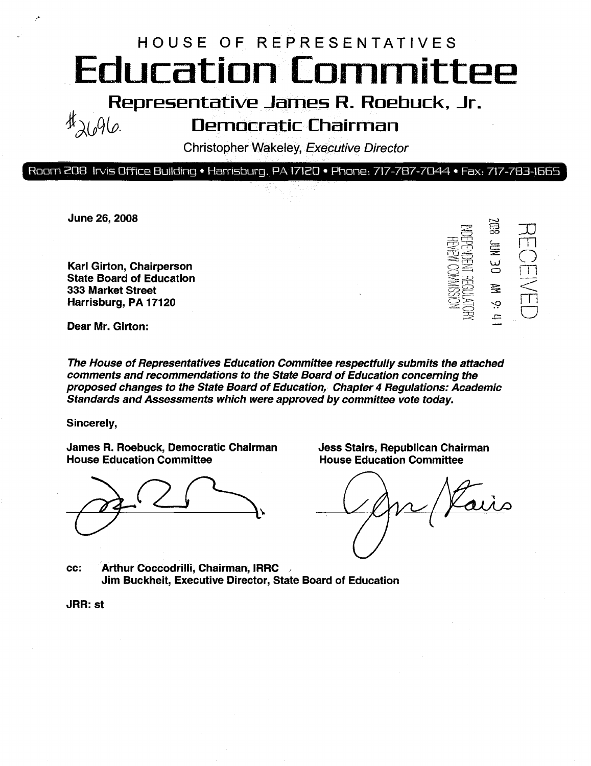HOUSE OF REPRESENTATIVES

# Education Committee

## Representative James R. Roebuck, Jr.

#2696

## Democratic Chairman

Christopher Wakeley, *Executive Director*

Room 208 Irvis Office Building • Harrisburg, PA 17120 • Phone: 717-787-7044 • Fax: 717-783-1665

**June 26, 2008**

RECEIVED
2008 JUN 30 AM 9:41
INDEPENDENT REGULATORY REVIEW COMMISSION

**Karl Girton, Chairperson**
**State Board of Education**
**333 Market Street**
**Harrisburg, PA 17120**

**Dear Mr. Girton:**

***The House of Representatives Education Committee respectfully submits the attached comments and recommendations to the State Board of Education concerning the proposed changes to the State Board of Education, Chapter 4 Regulations: Academic Standards and Assessments which were approved by committee vote today.***

**Sincerely,**

**James R. Roebuck, Democratic Chairman**
**House Education Committee**

**Jess Stairs, Republican Chairman**
**House Education Committee**

**cc: Arthur Coccodrilli, Chairman, IRRC**
**Jim Buckheit, Executive Director, State Board of Education**

**JRR: st**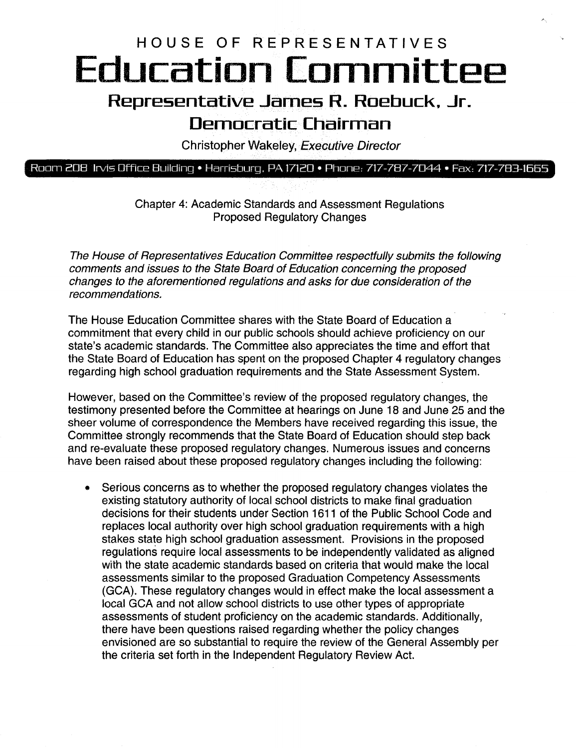# HOUSE OF REPRESENTATIVES
# Education Committee
## Representative James R. Roebuck, Jr.
## Democratic Chairman

Christopher Wakeley, *Executive Director*

Room 208 Irvis Office Building • Harrisburg, PA 17120 • Phone: 717-787-7044 • Fax: 717-783-1665

Chapter 4: Academic Standards and Assessment Regulations
Proposed Regulatory Changes

*The House of Representatives Education Committee respectfully submits the following comments and issues to the State Board of Education concerning the proposed changes to the aforementioned regulations and asks for due consideration of the recommendations.*

The House Education Committee shares with the State Board of Education a commitment that every child in our public schools should achieve proficiency on our state's academic standards. The Committee also appreciates the time and effort that the State Board of Education has spent on the proposed Chapter 4 regulatory changes regarding high school graduation requirements and the State Assessment System.

However, based on the Committee's review of the proposed regulatory changes, the testimony presented before the Committee at hearings on June 18 and June 25 and the sheer volume of correspondence the Members have received regarding this issue, the Committee strongly recommends that the State Board of Education should step back and re-evaluate these proposed regulatory changes. Numerous issues and concerns have been raised about these proposed regulatory changes including the following:

- Serious concerns as to whether the proposed regulatory changes violates the existing statutory authority of local school districts to make final graduation decisions for their students under Section 1611 of the Public School Code and replaces local authority over high school graduation requirements with a high stakes state high school graduation assessment. Provisions in the proposed regulations require local assessments to be independently validated as aligned with the state academic standards based on criteria that would make the local assessments similar to the proposed Graduation Competency Assessments (GCA). These regulatory changes would in effect make the local assessment a local GCA and not allow school districts to use other types of appropriate assessments of student proficiency on the academic standards. Additionally, there have been questions raised regarding whether the policy changes envisioned are so substantial to require the review of the General Assembly per the criteria set forth in the Independent Regulatory Review Act.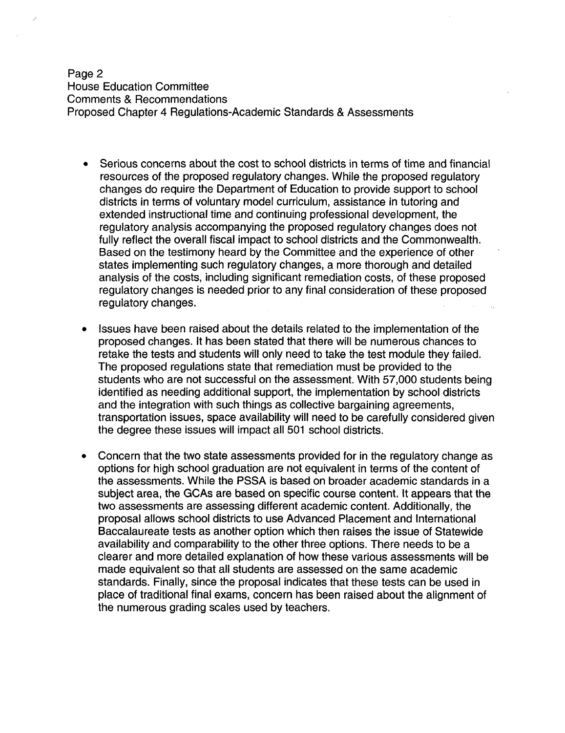- Serious concerns about the cost to school districts in terms of time and financial resources of the proposed regulatory changes. While the proposed regulatory changes do require the Department of Education to provide support to school districts in terms of voluntary model curriculum, assistance in tutoring and extended instructional time and continuing professional development, the regulatory analysis accompanying the proposed regulatory changes does not fully reflect the overall fiscal impact to school districts and the Commonwealth. Based on the testimony heard by the Committee and the experience of other states implementing such regulatory changes, a more thorough and detailed analysis of the costs, including significant remediation costs, of these proposed regulatory changes is needed prior to any final consideration of these proposed regulatory changes.

- Issues have been raised about the details related to the implementation of the proposed changes. It has been stated that there will be numerous chances to retake the tests and students will only need to take the test module they failed. The proposed regulations state that remediation must be provided to the students who are not successful on the assessment. With 57,000 students being identified as needing additional support, the implementation by school districts and the integration with such things as collective bargaining agreements, transportation issues, space availability will need to be carefully considered given the degree these issues will impact all 501 school districts.

- Concern that the two state assessments provided for in the regulatory change as options for high school graduation are not equivalent in terms of the content of the assessments. While the PSSA is based on broader academic standards in a subject area, the GCAs are based on specific course content. It appears that the two assessments are assessing different academic content. Additionally, the proposal allows school districts to use Advanced Placement and International Baccalaureate tests as another option which then raises the issue of Statewide availability and comparability to the other three options. There needs to be a clearer and more detailed explanation of how these various assessments will be made equivalent so that all students are assessed on the same academic standards. Finally, since the proposal indicates that these tests can be used in place of traditional final exams, concern has been raised about the alignment of the numerous grading scales used by teachers.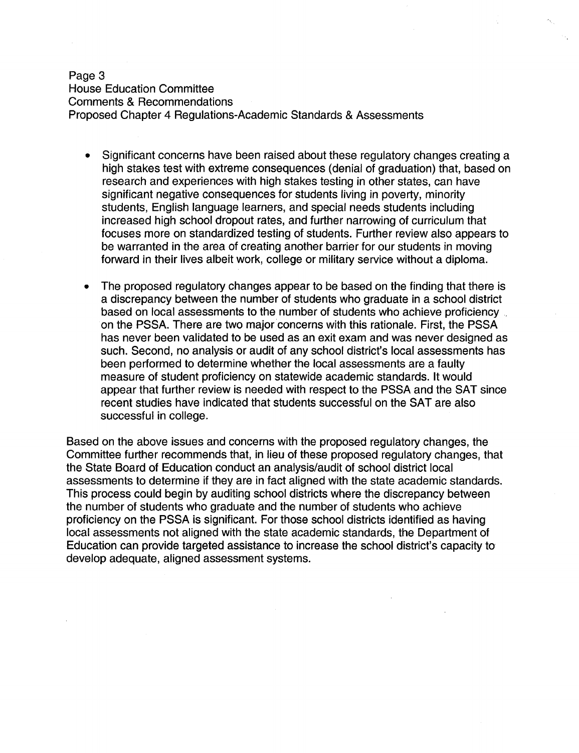- Significant concerns have been raised about these regulatory changes creating a high stakes test with extreme consequences (denial of graduation) that, based on research and experiences with high stakes testing in other states, can have significant negative consequences for students living in poverty, minority students, English language learners, and special needs students including increased high school dropout rates, and further narrowing of curriculum that focuses more on standardized testing of students. Further review also appears to be warranted in the area of creating another barrier for our students in moving forward in their lives albeit work, college or military service without a diploma.

- The proposed regulatory changes appear to be based on the finding that there is a discrepancy between the number of students who graduate in a school district based on local assessments to the number of students who achieve proficiency on the PSSA. There are two major concerns with this rationale. First, the PSSA has never been validated to be used as an exit exam and was never designed as such. Second, no analysis or audit of any school district's local assessments has been performed to determine whether the local assessments are a faulty measure of student proficiency on statewide academic standards. It would appear that further review is needed with respect to the PSSA and the SAT since recent studies have indicated that students successful on the SAT are also successful in college.

Based on the above issues and concerns with the proposed regulatory changes, the Committee further recommends that, in lieu of these proposed regulatory changes, that the State Board of Education conduct an analysis/audit of school district local assessments to determine if they are in fact aligned with the state academic standards. This process could begin by auditing school districts where the discrepancy between the number of students who graduate and the number of students who achieve proficiency on the PSSA is significant. For those school districts identified as having local assessments not aligned with the state academic standards, the Department of Education can provide targeted assistance to increase the school district's capacity to develop adequate, aligned assessment systems.